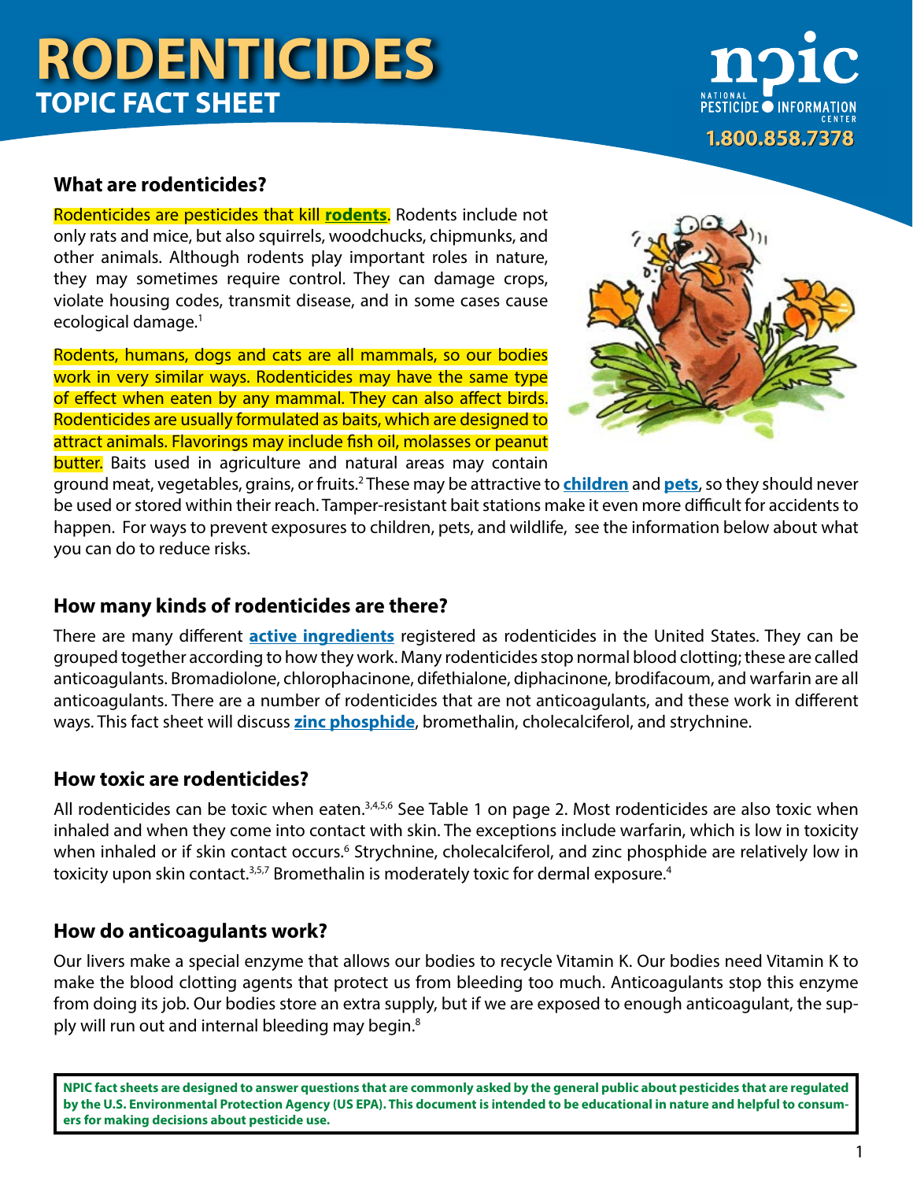# RODENTICIDES
## TOPIC FACT SHEET

NATIONAL PESTICIDE INFORMATION CENTER
1.800.858.7378

### What are rodenticides?

Rodenticides are pesticides that kill **rodents**. Rodents include not only rats and mice, but also squirrels, woodchucks, chipmunks, and other animals. Although rodents play important roles in nature, they may sometimes require control. They can damage crops, violate housing codes, transmit disease, and in some cases cause ecological damage.[1]

Rodents, humans, dogs and cats are all mammals, so our bodies work in very similar ways. Rodenticides may have the same type of effect when eaten by any mammal. They can also affect birds. Rodenticides are usually formulated as baits, which are designed to attract animals. Flavorings may include fish oil, molasses or peanut butter. Baits used in agriculture and natural areas may contain ground meat, vegetables, grains, or fruits.[2] These may be attractive to **children** and **pets**, so they should never be used or stored within their reach. Tamper-resistant bait stations make it even more difficult for accidents to happen. For ways to prevent exposures to children, pets, and wildlife, see the information below about what you can do to reduce risks.

### How many kinds of rodenticides are there?

There are many different **active ingredients** registered as rodenticides in the United States. They can be grouped together according to how they work. Many rodenticides stop normal blood clotting; these are called anticoagulants. Bromadiolone, chlorophacinone, difethialone, diphacinone, brodifacoum, and warfarin are all anticoagulants. There are a number of rodenticides that are not anticoagulants, and these work in different ways. This fact sheet will discuss **zinc phosphide**, bromethalin, cholecalciferol, and strychnine.

### How toxic are rodenticides?

All rodenticides can be toxic when eaten.[3,4,5,6] See Table 1 on page 2. Most rodenticides are also toxic when inhaled and when they come into contact with skin. The exceptions include warfarin, which is low in toxicity when inhaled or if skin contact occurs.[6] Strychnine, cholecalciferol, and zinc phosphide are relatively low in toxicity upon skin contact.[3,5,7] Bromethalin is moderately toxic for dermal exposure.[4]

### How do anticoagulants work?

Our livers make a special enzyme that allows our bodies to recycle Vitamin K. Our bodies need Vitamin K to make the blood clotting agents that protect us from bleeding too much. Anticoagulants stop this enzyme from doing its job. Our bodies store an extra supply, but if we are exposed to enough anticoagulant, the supply will run out and internal bleeding may begin.[8]

**NPIC fact sheets are designed to answer questions that are commonly asked by the general public about pesticides that are regulated by the U.S. Environmental Protection Agency (US EPA). This document is intended to be educational in nature and helpful to consumers for making decisions about pesticide use.**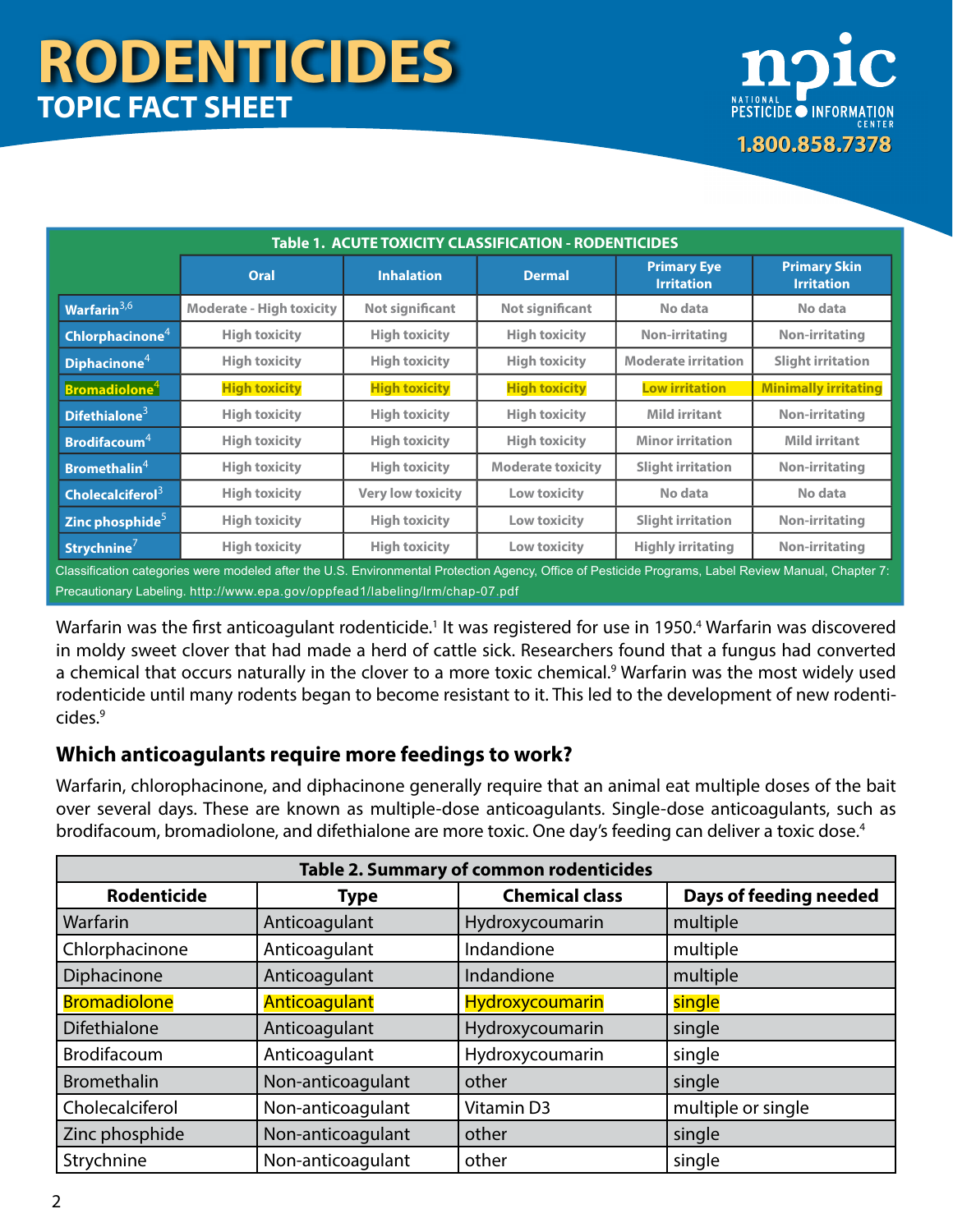# RODENTICIDES

## TOPIC FACT SHEET

**Table 1. ACUTE TOXICITY CLASSIFICATION - RODENTICIDES**

| | Oral | Inhalation | Dermal | Primary Eye Irritation | Primary Skin Irritation |
|---|---|---|---|---|---|
| Warfarin[3,6] | Moderate - High toxicity | Not significant | Not significant | No data | No data |
| Chlorphacinone[4] | High toxicity | High toxicity | High toxicity | Non-irritating | Non-irritating |
| Diphacinone[4] | High toxicity | High toxicity | High toxicity | Moderate irritation | Slight irritation |
| Bromadiolone[4] | High toxicity | High toxicity | High toxicity | Low irritation | Minimally irritating |
| Difethialone[3] | High toxicity | High toxicity | High toxicity | Mild irritant | Non-irritating |
| Brodifacoum[4] | High toxicity | High toxicity | High toxicity | Minor irritation | Mild irritant |
| Bromethalin[4] | High toxicity | High toxicity | Moderate toxicity | Slight irritation | Non-irritating |
| Cholecalciferol[3] | High toxicity | Very low toxicity | Low toxicity | No data | No data |
| Zinc phosphide[5] | High toxicity | High toxicity | Low toxicity | Slight irritation | Non-irritating |
| Strychnine[7] | High toxicity | High toxicity | Low toxicity | Highly irritating | Non-irritating |

Classification categories were modeled after the U.S. Environmental Protection Agency, Office of Pesticide Programs, Label Review Manual, Chapter 7: Precautionary Labeling. http://www.epa.gov/oppfead1/labeling/lrm/chap-07.pdf

Warfarin was the first anticoagulant rodenticide.[1] It was registered for use in 1950.[4] Warfarin was discovered in moldy sweet clover that had made a herd of cattle sick. Researchers found that a fungus had converted a chemical that occurs naturally in the clover to a more toxic chemical.[9] Warfarin was the most widely used rodenticide until many rodents began to become resistant to it. This led to the development of new rodenticides.[9]

### Which anticoagulants require more feedings to work?

Warfarin, chlorophacinone, and diphacinone generally require that an animal eat multiple doses of the bait over several days. These are known as multiple-dose anticoagulants. Single-dose anticoagulants, such as brodifacoum, bromadiolone, and difethialone are more toxic. One day's feeding can deliver a toxic dose.[4]

**Table 2. Summary of common rodenticides**

| Rodenticide | Type | Chemical class | Days of feeding needed |
|---|---|---|---|
| Warfarin | Anticoagulant | Hydroxycoumarin | multiple |
| Chlorphacinone | Anticoagulant | Indandione | multiple |
| Diphacinone | Anticoagulant | Indandione | multiple |
| Bromadiolone | Anticoagulant | Hydroxycoumarin | single |
| Difethialone | Anticoagulant | Hydroxycoumarin | single |
| Brodifacoum | Anticoagulant | Hydroxycoumarin | single |
| Bromethalin | Non-anticoagulant | other | single |
| Cholecalciferol | Non-anticoagulant | Vitamin D3 | multiple or single |
| Zinc phosphide | Non-anticoagulant | other | single |
| Strychnine | Non-anticoagulant | other | single |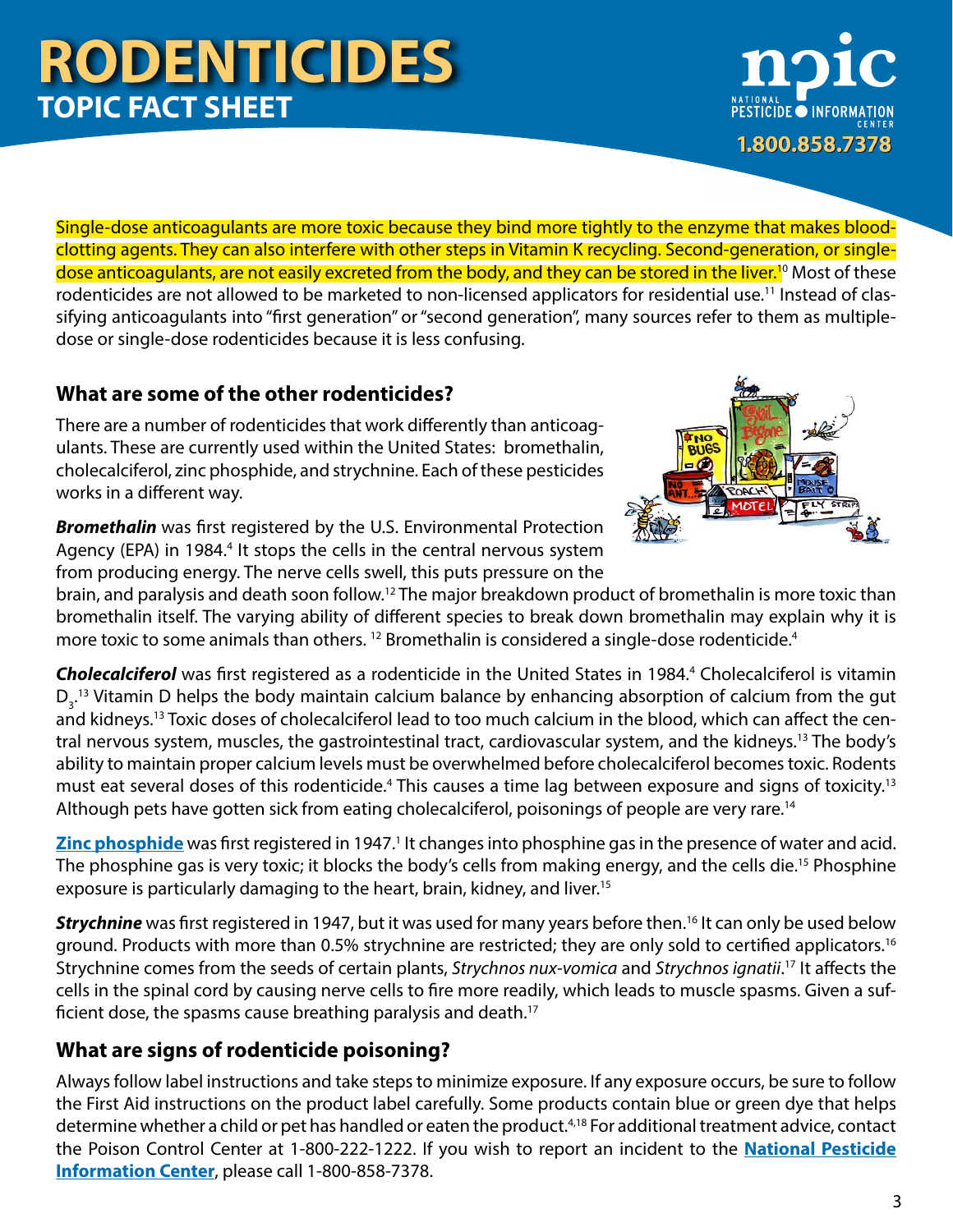Single-dose anticoagulants are more toxic because they bind more tightly to the enzyme that makes blood-clotting agents. They can also interfere with other steps in Vitamin K recycling. Second-generation, or single-dose anticoagulants, are not easily excreted from the body, and they can be stored in the liver.[10] Most of these rodenticides are not allowed to be marketed to non-licensed applicators for residential use.[11] Instead of classifying anticoagulants into "first generation" or "second generation", many sources refer to them as multiple-dose or single-dose rodenticides because it is less confusing.

### What are some of the other rodenticides?

There are a number of rodenticides that work differently than anticoagulants. These are currently used within the United States: bromethalin, cholecalciferol, zinc phosphide, and strychnine. Each of these pesticides works in a different way.

***Bromethalin*** was first registered by the U.S. Environmental Protection Agency (EPA) in 1984.[4] It stops the cells in the central nervous system from producing energy. The nerve cells swell, this puts pressure on the brain, and paralysis and death soon follow.[12] The major breakdown product of bromethalin is more toxic than bromethalin itself. The varying ability of different species to break down bromethalin may explain why it is more toxic to some animals than others.[12] Bromethalin is considered a single-dose rodenticide.[4]

***Cholecalciferol*** was first registered as a rodenticide in the United States in 1984.[4] Cholecalciferol is vitamin $D_3$.[13] Vitamin D helps the body maintain calcium balance by enhancing absorption of calcium from the gut and kidneys.[13] Toxic doses of cholecalciferol lead to too much calcium in the blood, which can affect the central nervous system, muscles, the gastrointestinal tract, cardiovascular system, and the kidneys.[13] The body's ability to maintain proper calcium levels must be overwhelmed before cholecalciferol becomes toxic. Rodents must eat several doses of this rodenticide.[4] This causes a time lag between exposure and signs of toxicity.[13] Although pets have gotten sick from eating cholecalciferol, poisonings of people are very rare.[14]

**Zinc phosphide** was first registered in 1947.[1] It changes into phosphine gas in the presence of water and acid. The phosphine gas is very toxic; it blocks the body's cells from making energy, and the cells die.[15] Phosphine exposure is particularly damaging to the heart, brain, kidney, and liver.[15]

***Strychnine*** was first registered in 1947, but it was used for many years before then.[16] It can only be used below ground. Products with more than 0.5% strychnine are restricted; they are only sold to certified applicators.[16] Strychnine comes from the seeds of certain plants, *Strychnos nux-vomica* and *Strychnos ignatii*.[17] It affects the cells in the spinal cord by causing nerve cells to fire more readily, which leads to muscle spasms. Given a sufficient dose, the spasms cause breathing paralysis and death.[17]

### What are signs of rodenticide poisoning?

Always follow label instructions and take steps to minimize exposure. If any exposure occurs, be sure to follow the First Aid instructions on the product label carefully. Some products contain blue or green dye that helps determine whether a child or pet has handled or eaten the product.[4,18] For additional treatment advice, contact the Poison Control Center at 1-800-222-1222. If you wish to report an incident to the **National Pesticide Information Center**, please call 1-800-858-7378.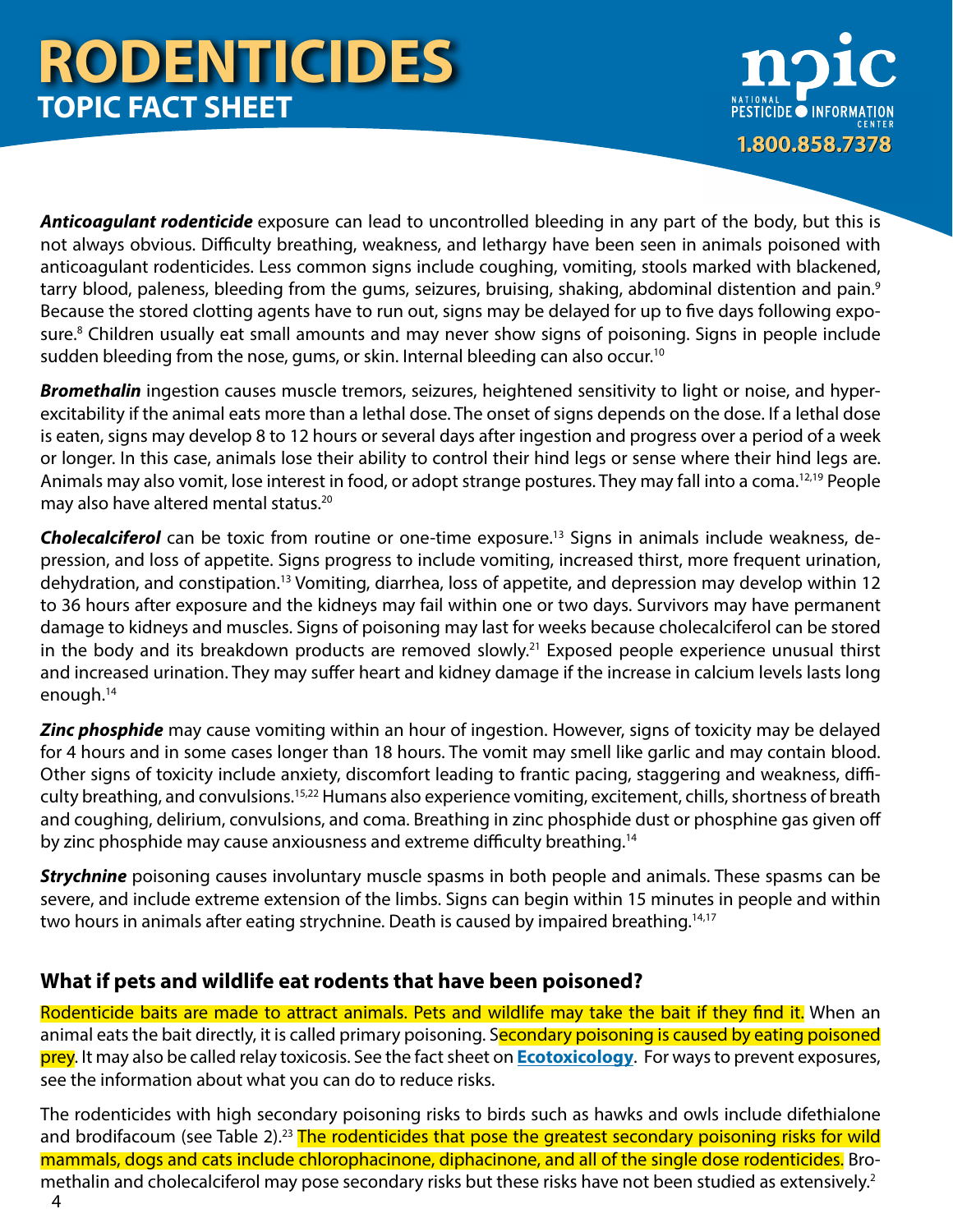***Anticoagulant rodenticide*** exposure can lead to uncontrolled bleeding in any part of the body, but this is not always obvious. Difficulty breathing, weakness, and lethargy have been seen in animals poisoned with anticoagulant rodenticides. Less common signs include coughing, vomiting, stools marked with blackened, tarry blood, paleness, bleeding from the gums, seizures, bruising, shaking, abdominal distention and pain.[9] Because the stored clotting agents have to run out, signs may be delayed for up to five days following exposure.[8] Children usually eat small amounts and may never show signs of poisoning. Signs in people include sudden bleeding from the nose, gums, or skin. Internal bleeding can also occur.[10]

***Bromethalin*** ingestion causes muscle tremors, seizures, heightened sensitivity to light or noise, and hyperexcitability if the animal eats more than a lethal dose. The onset of signs depends on the dose. If a lethal dose is eaten, signs may develop 8 to 12 hours or several days after ingestion and progress over a period of a week or longer. In this case, animals lose their ability to control their hind legs or sense where their hind legs are. Animals may also vomit, lose interest in food, or adopt strange postures. They may fall into a coma.[12,19] People may also have altered mental status.[20]

***Cholecalciferol*** can be toxic from routine or one-time exposure.[13] Signs in animals include weakness, depression, and loss of appetite. Signs progress to include vomiting, increased thirst, more frequent urination, dehydration, and constipation.[13] Vomiting, diarrhea, loss of appetite, and depression may develop within 12 to 36 hours after exposure and the kidneys may fail within one or two days. Survivors may have permanent damage to kidneys and muscles. Signs of poisoning may last for weeks because cholecalciferol can be stored in the body and its breakdown products are removed slowly.[21] Exposed people experience unusual thirst and increased urination. They may suffer heart and kidney damage if the increase in calcium levels lasts long enough.[14]

***Zinc phosphide*** may cause vomiting within an hour of ingestion. However, signs of toxicity may be delayed for 4 hours and in some cases longer than 18 hours. The vomit may smell like garlic and may contain blood. Other signs of toxicity include anxiety, discomfort leading to frantic pacing, staggering and weakness, difficulty breathing, and convulsions.[15,22] Humans also experience vomiting, excitement, chills, shortness of breath and coughing, delirium, convulsions, and coma. Breathing in zinc phosphide dust or phosphine gas given off by zinc phosphide may cause anxiousness and extreme difficulty breathing.[14]

***Strychnine*** poisoning causes involuntary muscle spasms in both people and animals. These spasms can be severe, and include extreme extension of the limbs. Signs can begin within 15 minutes in people and within two hours in animals after eating strychnine. Death is caused by impaired breathing.[14,17]

## What if pets and wildlife eat rodents that have been poisoned?

Rodenticide baits are made to attract animals. Pets and wildlife may take the bait if they find it. When an animal eats the bait directly, it is called primary poisoning. Secondary poisoning is caused by eating poisoned prey. It may also be called relay toxicosis. See the fact sheet on **Ecotoxicology**. For ways to prevent exposures, see the information about what you can do to reduce risks.

The rodenticides with high secondary poisoning risks to birds such as hawks and owls include difethialone and brodifacoum (see Table 2).[23] The rodenticides that pose the greatest secondary poisoning risks for wild mammals, dogs and cats include chlorophacinone, diphacinone, and all of the single dose rodenticides. Bromethalin and cholecalciferol may pose secondary risks but these risks have not been studied as extensively.[2]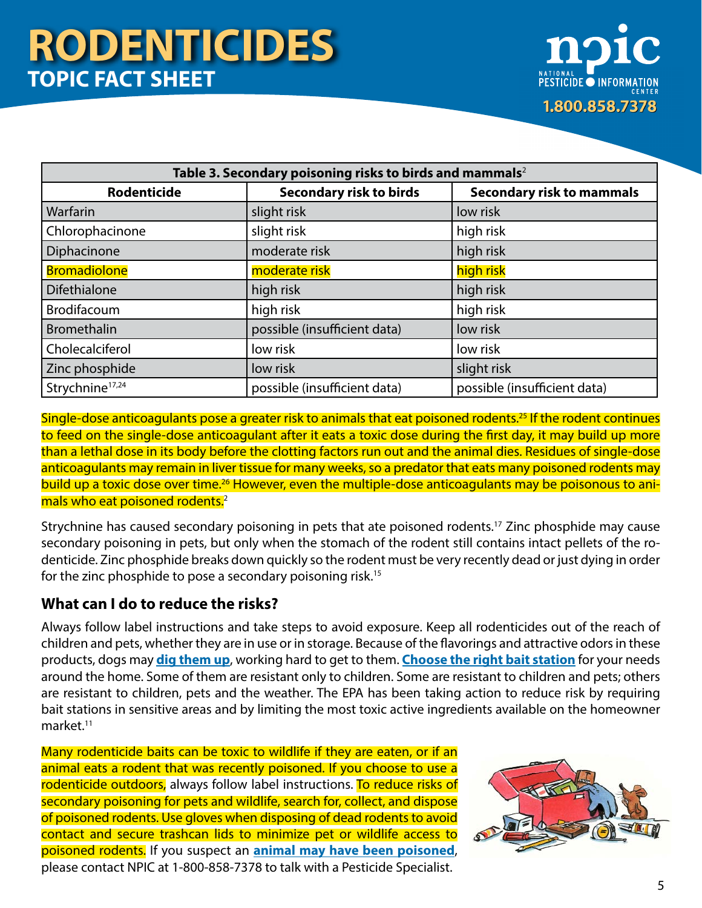| Table 3. Secondary poisoning risks to birds and mammals[2] | | |
|---|---|---|
| **Rodenticide** | **Secondary risk to birds** | **Secondary risk to mammals** |
| Warfarin | slight risk | low risk |
| Chlorophacinone | slight risk | high risk |
| Diphacinone | moderate risk | high risk |
| Bromadiolone | moderate risk | high risk |
| Difethialone | high risk | high risk |
| Brodifacoum | high risk | high risk |
| Bromethalin | possible (insufficient data) | low risk |
| Cholecalciferol | low risk | low risk |
| Zinc phosphide | low risk | slight risk |
| Strychnine[17,24] | possible (insufficient data) | possible (insufficient data) |

Single-dose anticoagulants pose a greater risk to animals that eat poisoned rodents.[25] If the rodent continues to feed on the single-dose anticoagulant after it eats a toxic dose during the first day, it may build up more than a lethal dose in its body before the clotting factors run out and the animal dies. Residues of single-dose anticoagulants may remain in liver tissue for many weeks, so a predator that eats many poisoned rodents may build up a toxic dose over time.[26] However, even the multiple-dose anticoagulants may be poisonous to animals who eat poisoned rodents.[2]

Strychnine has caused secondary poisoning in pets that ate poisoned rodents.[17] Zinc phosphide may cause secondary poisoning in pets, but only when the stomach of the rodent still contains intact pellets of the rodenticide. Zinc phosphide breaks down quickly so the rodent must be very recently dead or just dying in order for the zinc phosphide to pose a secondary poisoning risk.[15]

## What can I do to reduce the risks?

Always follow label instructions and take steps to avoid exposure. Keep all rodenticides out of the reach of children and pets, whether they are in use or in storage. Because of the flavorings and attractive odors in these products, dogs may **dig them up**, working hard to get to them. **Choose the right bait station** for your needs around the home. Some of them are resistant only to children. Some are resistant to children and pets; others are resistant to children, pets and the weather. The EPA has been taking action to reduce risk by requiring bait stations in sensitive areas and by limiting the most toxic active ingredients available on the homeowner market.[11]

Many rodenticide baits can be toxic to wildlife if they are eaten, or if an animal eats a rodent that was recently poisoned. If you choose to use a rodenticide outdoors, always follow label instructions. To reduce risks of secondary poisoning for pets and wildlife, search for, collect, and dispose of poisoned rodents. Use gloves when disposing of dead rodents to avoid contact and secure trashcan lids to minimize pet or wildlife access to poisoned rodents. If you suspect an **animal may have been poisoned**, please contact NPIC at 1-800-858-7378 to talk with a Pesticide Specialist.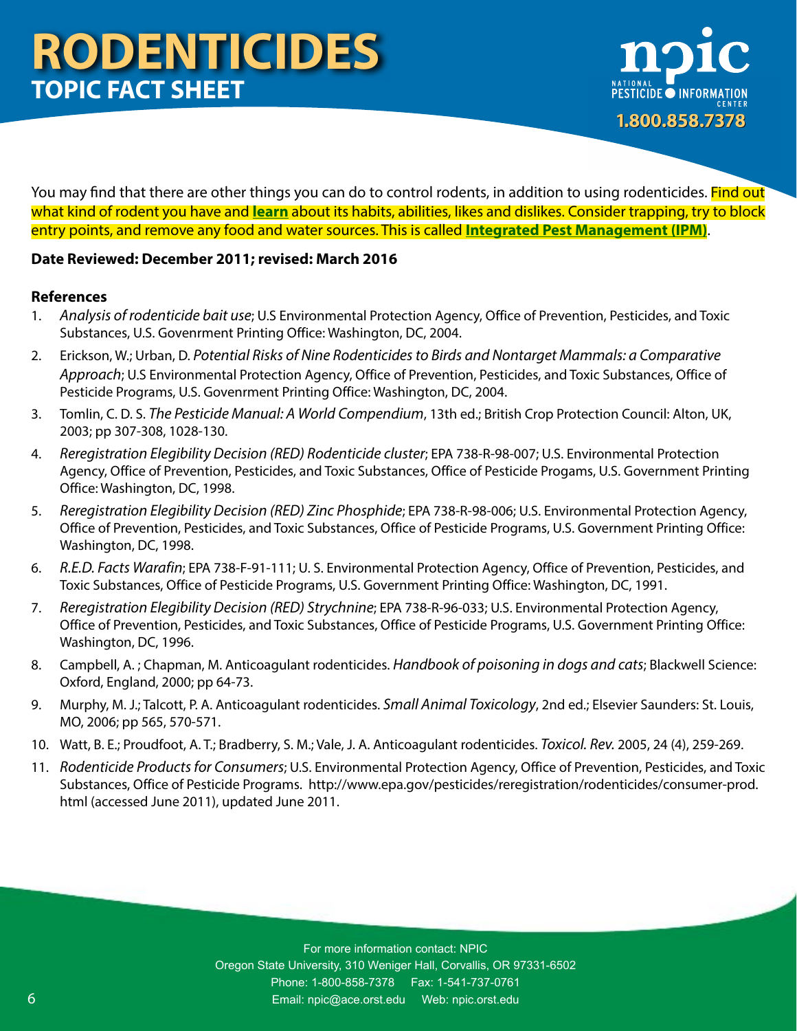# RODENTICIDES

## TOPIC FACT SHEET

You may find that there are other things you can do to control rodents, in addition to using rodenticides. Find out what kind of rodent you have and **learn** about its habits, abilities, likes and dislikes. Consider trapping, try to block entry points, and remove any food and water sources. This is called **Integrated Pest Management (IPM)**.

**Date Reviewed: December 2011; revised: March 2016**

**References**

1. *Analysis of rodenticide bait use*; U.S Environmental Protection Agency, Office of Prevention, Pesticides, and Toxic Substances, U.S. Govenrment Printing Office: Washington, DC, 2004.
2. Erickson, W.; Urban, D. *Potential Risks of Nine Rodenticides to Birds and Nontarget Mammals: a Comparative Approach*; U.S Environmental Protection Agency, Office of Prevention, Pesticides, and Toxic Substances, Office of Pesticide Programs, U.S. Govenrment Printing Office: Washington, DC, 2004.
3. Tomlin, C. D. S. *The Pesticide Manual: A World Compendium*, 13th ed.; British Crop Protection Council: Alton, UK, 2003; pp 307-308, 1028-130.
4. *Reregistration Elegibility Decision (RED) Rodenticide cluster*; EPA 738-R-98-007; U.S. Environmental Protection Agency, Office of Prevention, Pesticides, and Toxic Substances, Office of Pesticide Progams, U.S. Government Printing Office: Washington, DC, 1998.
5. *Reregistration Elegibility Decision (RED) Zinc Phosphide*; EPA 738-R-98-006; U.S. Environmental Protection Agency, Office of Prevention, Pesticides, and Toxic Substances, Office of Pesticide Programs, U.S. Government Printing Office: Washington, DC, 1998.
6. *R.E.D. Facts Warafin*; EPA 738-F-91-111; U. S. Environmental Protection Agency, Office of Prevention, Pesticides, and Toxic Substances, Office of Pesticide Programs, U.S. Government Printing Office: Washington, DC, 1991.
7. *Reregistration Elegibility Decision (RED) Strychnine*; EPA 738-R-96-033; U.S. Environmental Protection Agency, Office of Prevention, Pesticides, and Toxic Substances, Office of Pesticide Programs, U.S. Government Printing Office: Washington, DC, 1996.
8. Campbell, A. ; Chapman, M. Anticoagulant rodenticides. *Handbook of poisoning in dogs and cats*; Blackwell Science: Oxford, England, 2000; pp 64-73.
9. Murphy, M. J.; Talcott, P. A. Anticoagulant rodenticides. *Small Animal Toxicology*, 2nd ed.; Elsevier Saunders: St. Louis, MO, 2006; pp 565, 570-571.
10. Watt, B. E.; Proudfoot, A. T.; Bradberry, S. M.; Vale, J. A. Anticoagulant rodenticides. *Toxicol. Rev.* 2005, 24 (4), 259-269.
11. *Rodenticide Products for Consumers*; U.S. Environmental Protection Agency, Office of Prevention, Pesticides, and Toxic Substances, Office of Pesticide Programs. http://www.epa.gov/pesticides/reregistration/rodenticides/consumer-prod.html (accessed June 2011), updated June 2011.

For more information contact: NPIC
Oregon State University, 310 Weniger Hall, Corvallis, OR 97331-6502
Phone: 1-800-858-7378 Fax: 1-541-737-0761
Email: npic@ace.orst.edu Web: npic.orst.edu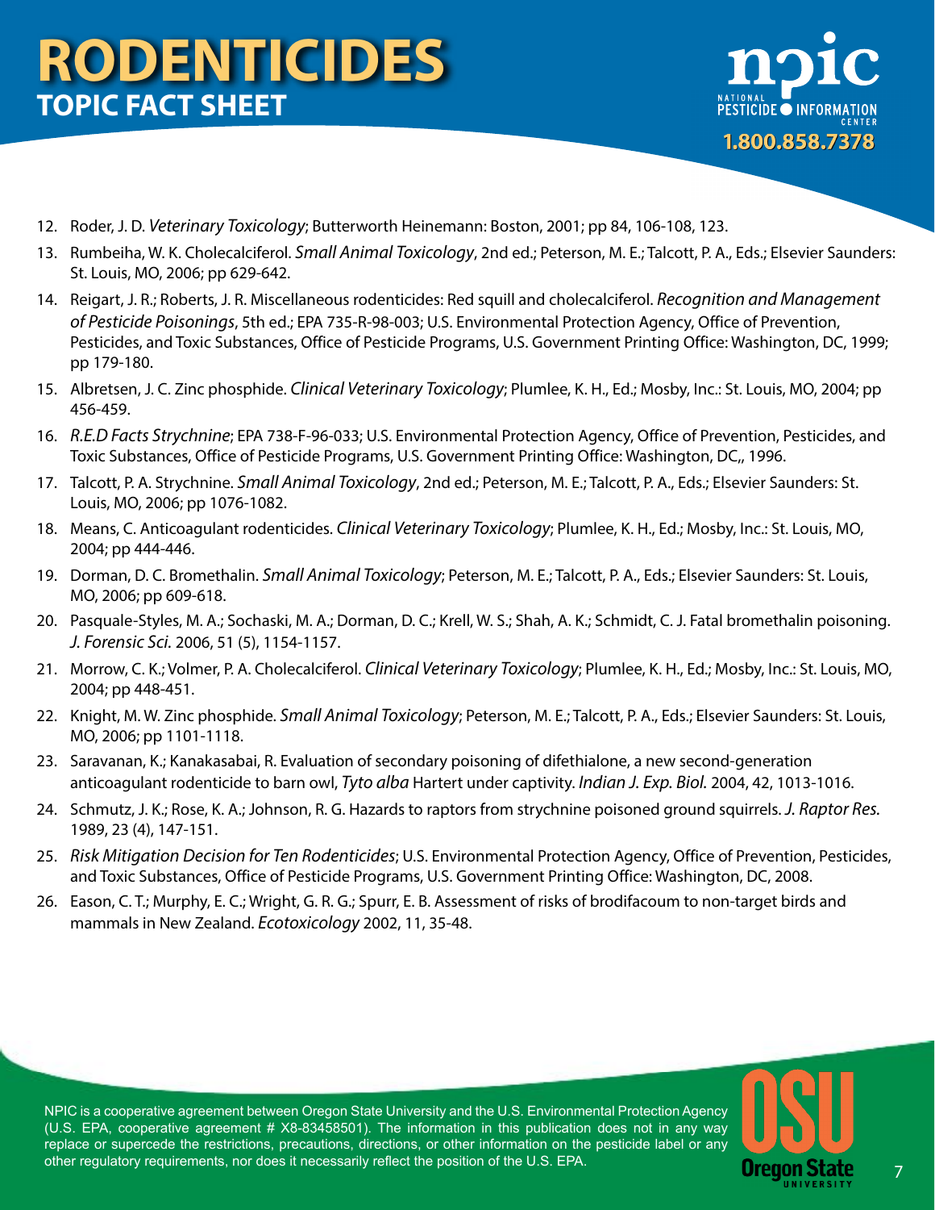12. Roder, J. D. *Veterinary Toxicology*; Butterworth Heinemann: Boston, 2001; pp 84, 106-108, 123.
13. Rumbeiha, W. K. Cholecalciferol. *Small Animal Toxicology*, 2nd ed.; Peterson, M. E.; Talcott, P. A., Eds.; Elsevier Saunders: St. Louis, MO, 2006; pp 629-642.
14. Reigart, J. R.; Roberts, J. R. Miscellaneous rodenticides: Red squill and cholecalciferol. *Recognition and Management of Pesticide Poisonings*, 5th ed.; EPA 735-R-98-003; U.S. Environmental Protection Agency, Office of Prevention, Pesticides, and Toxic Substances, Office of Pesticide Programs, U.S. Government Printing Office: Washington, DC, 1999; pp 179-180.
15. Albretsen, J. C. Zinc phosphide. *Clinical Veterinary Toxicology*; Plumlee, K. H., Ed.; Mosby, Inc.: St. Louis, MO, 2004; pp 456-459.
16. *R.E.D Facts Strychnine*; EPA 738-F-96-033; U.S. Environmental Protection Agency, Office of Prevention, Pesticides, and Toxic Substances, Office of Pesticide Programs, U.S. Government Printing Office: Washington, DC,, 1996.
17. Talcott, P. A. Strychnine. *Small Animal Toxicology*, 2nd ed.; Peterson, M. E.; Talcott, P. A., Eds.; Elsevier Saunders: St. Louis, MO, 2006; pp 1076-1082.
18. Means, C. Anticoagulant rodenticides. *Clinical Veterinary Toxicology*; Plumlee, K. H., Ed.; Mosby, Inc.: St. Louis, MO, 2004; pp 444-446.
19. Dorman, D. C. Bromethalin. *Small Animal Toxicology*; Peterson, M. E.; Talcott, P. A., Eds.; Elsevier Saunders: St. Louis, MO, 2006; pp 609-618.
20. Pasquale-Styles, M. A.; Sochaski, M. A.; Dorman, D. C.; Krell, W. S.; Shah, A. K.; Schmidt, C. J. Fatal bromethalin poisoning. *J. Forensic Sci.* 2006, 51 (5), 1154-1157.
21. Morrow, C. K.; Volmer, P. A. Cholecalciferol. *Clinical Veterinary Toxicology*; Plumlee, K. H., Ed.; Mosby, Inc.: St. Louis, MO, 2004; pp 448-451.
22. Knight, M. W. Zinc phosphide. *Small Animal Toxicology*; Peterson, M. E.; Talcott, P. A., Eds.; Elsevier Saunders: St. Louis, MO, 2006; pp 1101-1118.
23. Saravanan, K.; Kanakasabai, R. Evaluation of secondary poisoning of difethialone, a new second-generation anticoagulant rodenticide to barn owl, *Tyto alba* Hartert under captivity. *Indian J. Exp. Biol.* 2004, 42, 1013-1016.
24. Schmutz, J. K.; Rose, K. A.; Johnson, R. G. Hazards to raptors from strychnine poisoned ground squirrels. *J. Raptor Res.* 1989, 23 (4), 147-151.
25. *Risk Mitigation Decision for Ten Rodenticides*; U.S. Environmental Protection Agency, Office of Prevention, Pesticides, and Toxic Substances, Office of Pesticide Programs, U.S. Government Printing Office: Washington, DC, 2008.
26. Eason, C. T.; Murphy, E. C.; Wright, G. R. G.; Spurr, E. B. Assessment of risks of brodifacoum to non-target birds and mammals in New Zealand. *Ecotoxicology* 2002, 11, 35-48.

NPIC is a cooperative agreement between Oregon State University and the U.S. Environmental Protection Agency (U.S. EPA, cooperative agreement # X8-83458501). The information in this publication does not in any way replace or supercede the restrictions, precautions, directions, or other information on the pesticide label or any other regulatory requirements, nor does it necessarily reflect the position of the U.S. EPA.